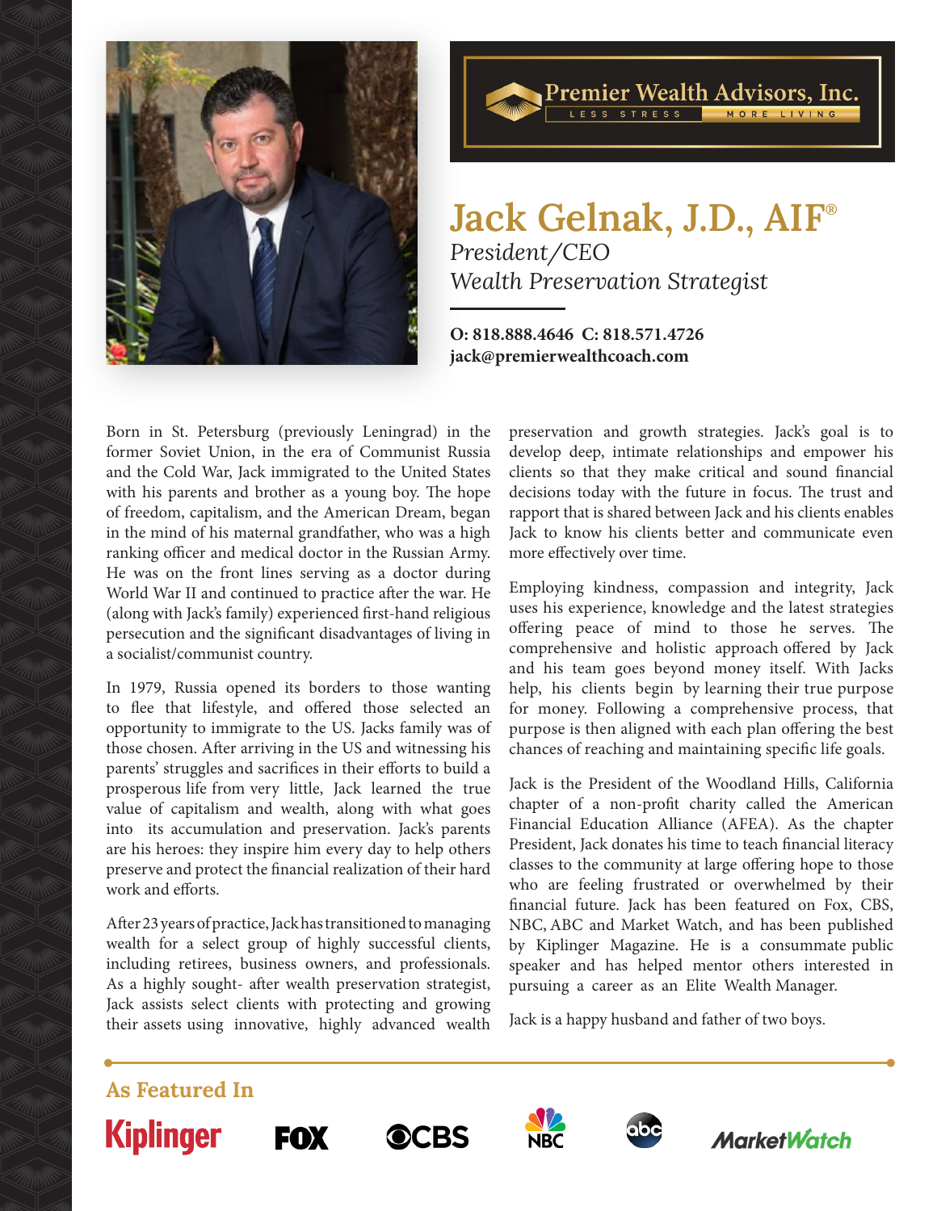Premier Wealth Advisors, Inc.
LESS STRESS MORE LIVING

# Jack Gelnak, J.D., AIF®

*President/CEO*
*Wealth Preservation Strategist*

**O: 818.888.4646 C: 818.571.4726**
**jack@premierwealthcoach.com**

Born in St. Petersburg (previously Leningrad) in the former Soviet Union, in the era of Communist Russia and the Cold War, Jack immigrated to the United States with his parents and brother as a young boy. The hope of freedom, capitalism, and the American Dream, began in the mind of his maternal grandfather, who was a high ranking officer and medical doctor in the Russian Army. He was on the front lines serving as a doctor during World War II and continued to practice after the war. He (along with Jack's family) experienced first-hand religious persecution and the significant disadvantages of living in a socialist/communist country.

In 1979, Russia opened its borders to those wanting to flee that lifestyle, and offered those selected an opportunity to immigrate to the US. Jacks family was of those chosen. After arriving in the US and witnessing his parents' struggles and sacrifices in their efforts to build a prosperous life from very little, Jack learned the true value of capitalism and wealth, along with what goes into its accumulation and preservation. Jack's parents are his heroes: they inspire him every day to help others preserve and protect the financial realization of their hard work and efforts.

After 23 years of practice, Jack has transitioned to managing wealth for a select group of highly successful clients, including retirees, business owners, and professionals. As a highly sought- after wealth preservation strategist, Jack assists select clients with protecting and growing their assets using innovative, highly advanced wealth preservation and growth strategies. Jack's goal is to develop deep, intimate relationships and empower his clients so that they make critical and sound financial decisions today with the future in focus. The trust and rapport that is shared between Jack and his clients enables Jack to know his clients better and communicate even more effectively over time.

Employing kindness, compassion and integrity, Jack uses his experience, knowledge and the latest strategies offering peace of mind to those he serves. The comprehensive and holistic approach offered by Jack and his team goes beyond money itself. With Jacks help, his clients begin by learning their true purpose for money. Following a comprehensive process, that purpose is then aligned with each plan offering the best chances of reaching and maintaining specific life goals.

Jack is the President of the Woodland Hills, California chapter of a non-profit charity called the American Financial Education Alliance (AFEA). As the chapter President, Jack donates his time to teach financial literacy classes to the community at large offering hope to those who are feeling frustrated or overwhelmed by their financial future. Jack has been featured on Fox, CBS, NBC, ABC and Market Watch, and has been published by Kiplinger Magazine. He is a consummate public speaker and has helped mentor others interested in pursuing a career as an Elite Wealth Manager.

Jack is a happy husband and father of two boys.

## As Featured In

Kiplinger FOX CBS NBC abc MarketWatch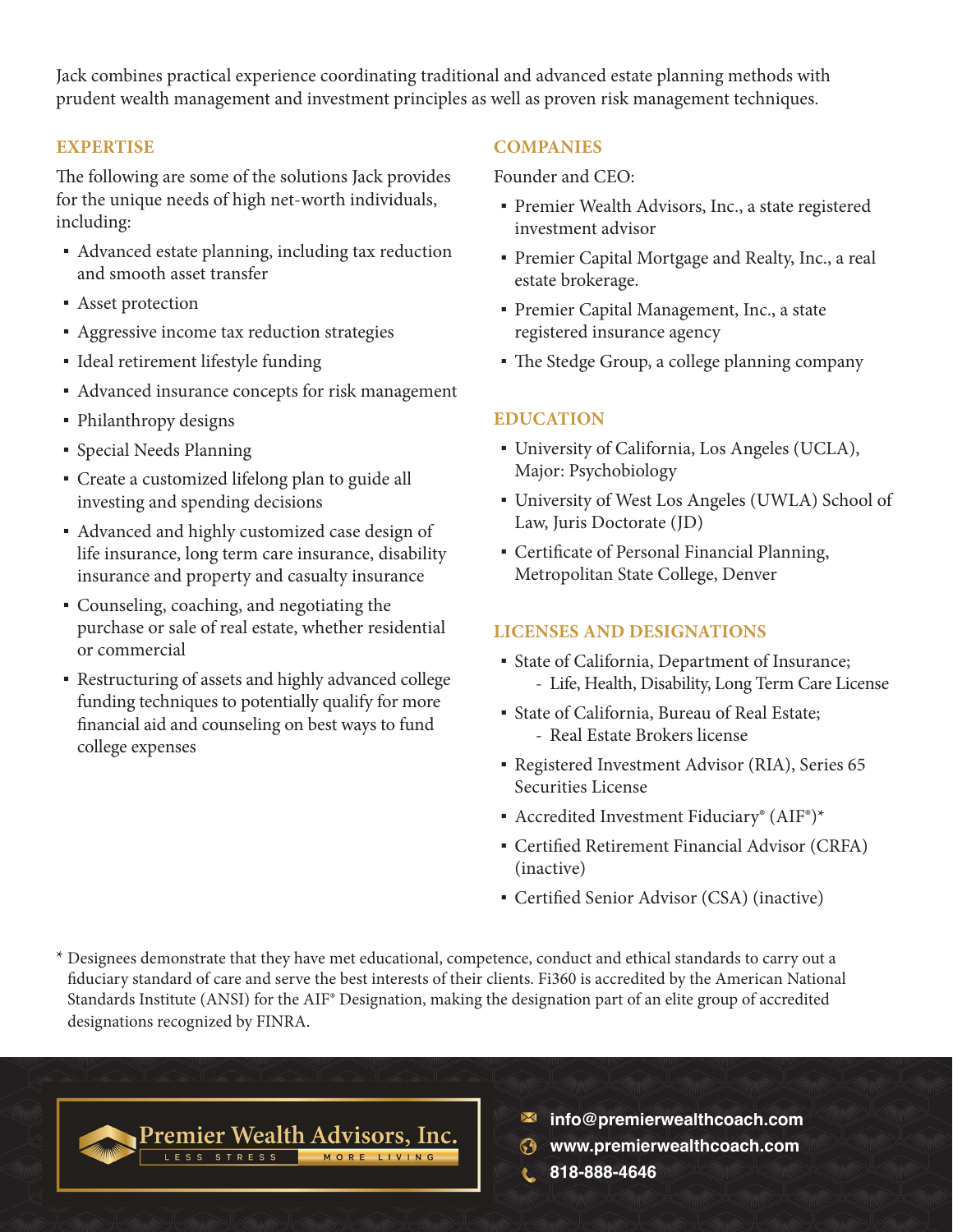Jack combines practical experience coordinating traditional and advanced estate planning methods with prudent wealth management and investment principles as well as proven risk management techniques.

## EXPERTISE

The following are some of the solutions Jack provides for the unique needs of high net-worth individuals, including:

- Advanced estate planning, including tax reduction and smooth asset transfer
- Asset protection
- Aggressive income tax reduction strategies
- Ideal retirement lifestyle funding
- Advanced insurance concepts for risk management
- Philanthropy designs
- Special Needs Planning
- Create a customized lifelong plan to guide all investing and spending decisions
- Advanced and highly customized case design of life insurance, long term care insurance, disability insurance and property and casualty insurance
- Counseling, coaching, and negotiating the purchase or sale of real estate, whether residential or commercial
- Restructuring of assets and highly advanced college funding techniques to potentially qualify for more financial aid and counseling on best ways to fund college expenses

## COMPANIES

Founder and CEO:

- Premier Wealth Advisors, Inc., a state registered investment advisor
- Premier Capital Mortgage and Realty, Inc., a real estate brokerage.
- Premier Capital Management, Inc., a state registered insurance agency
- The Stedge Group, a college planning company

## EDUCATION

- University of California, Los Angeles (UCLA), Major: Psychobiology
- University of West Los Angeles (UWLA) School of Law, Juris Doctorate (JD)
- Certificate of Personal Financial Planning, Metropolitan State College, Denver

## LICENSES AND DESIGNATIONS

- State of California, Department of Insurance;
  - Life, Health, Disability, Long Term Care License
- State of California, Bureau of Real Estate;
  - Real Estate Brokers license
- Registered Investment Advisor (RIA), Series 65 Securities License
- Accredited Investment Fiduciary® (AIF®)*
- Certified Retirement Financial Advisor (CRFA) (inactive)
- Certified Senior Advisor (CSA) (inactive)

* Designees demonstrate that they have met educational, competence, conduct and ethical standards to carry out a fiduciary standard of care and serve the best interests of their clients. Fi360 is accredited by the American National Standards Institute (ANSI) for the AIF® Designation, making the designation part of an elite group of accredited designations recognized by FINRA.

Premier Wealth Advisors, Inc.
LESS STRESS MORE LIVING

info@premierwealthcoach.com
www.premierwealthcoach.com
818-888-4646